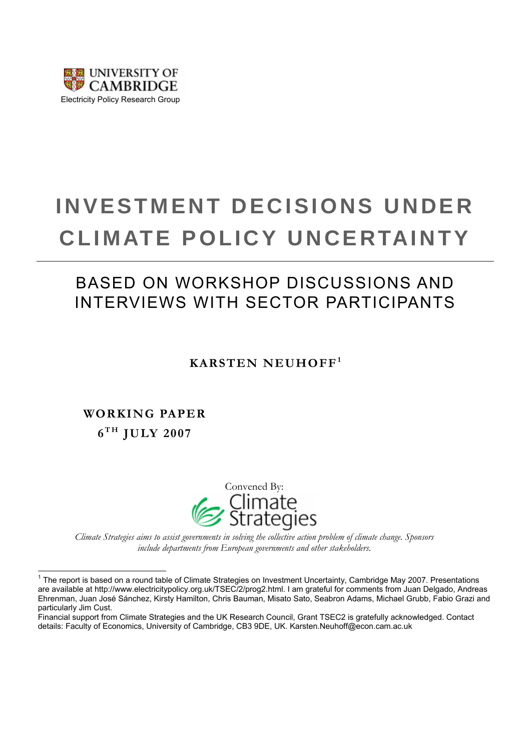UNIVERSITY OF CAMBRIDGE
Electricity Policy Research Group

# INVESTMENT DECISIONS UNDER CLIMATE POLICY UNCERTAINTY

## BASED ON WORKSHOP DISCUSSIONS AND INTERVIEWS WITH SECTOR PARTICIPANTS

**KARSTEN NEUHOFF**[1]

**WORKING PAPER**
**6TH JULY 2007**

Convened By:
Climate Strategies

*Climate Strategies aims to assist governments in solving the collective action problem of climate change. Sponsors include departments from European governments and other stakeholders.*

[1] The report is based on a round table of Climate Strategies on Investment Uncertainty, Cambridge May 2007. Presentations are available at http://www.electricitypolicy.org.uk/TSEC/2/prog2.html. I am grateful for comments from Juan Delgado, Andreas Ehrenman, Juan José Sánchez, Kirsty Hamilton, Chris Bauman, Misato Sato, Seabron Adams, Michael Grubb, Fabio Grazi and particularly Jim Cust.

Financial support from Climate Strategies and the UK Research Council, Grant TSEC2 is gratefully acknowledged. Contact details: Faculty of Economics, University of Cambridge, CB3 9DE, UK. Karsten.Neuhoff@econ.cam.ac.uk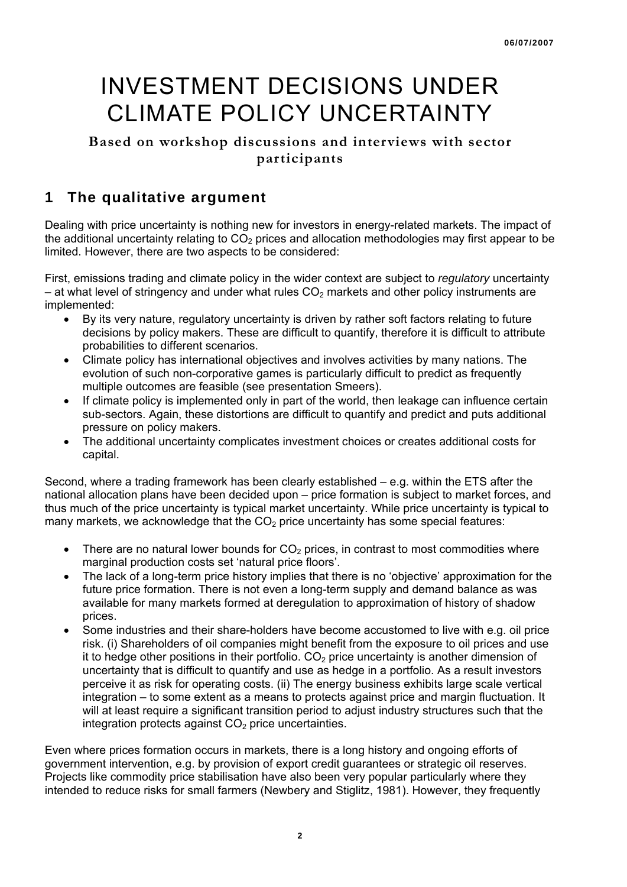# INVESTMENT DECISIONS UNDER CLIMATE POLICY UNCERTAINTY

**Based on workshop discussions and interviews with sector participants**

## 1 The qualitative argument

Dealing with price uncertainty is nothing new for investors in energy-related markets. The impact of the additional uncertainty relating to $CO_2$ prices and allocation methodologies may first appear to be limited. However, there are two aspects to be considered:

First, emissions trading and climate policy in the wider context are subject to *regulatory* uncertainty – at what level of stringency and under what rules $CO_2$ markets and other policy instruments are implemented:

- By its very nature, regulatory uncertainty is driven by rather soft factors relating to future decisions by policy makers. These are difficult to quantify, therefore it is difficult to attribute probabilities to different scenarios.
- Climate policy has international objectives and involves activities by many nations. The evolution of such non-corporative games is particularly difficult to predict as frequently multiple outcomes are feasible (see presentation Smeers).
- If climate policy is implemented only in part of the world, then leakage can influence certain sub-sectors. Again, these distortions are difficult to quantify and predict and puts additional pressure on policy makers.
- The additional uncertainty complicates investment choices or creates additional costs for capital.

Second, where a trading framework has been clearly established – e.g. within the ETS after the national allocation plans have been decided upon – price formation is subject to market forces, and thus much of the price uncertainty is typical market uncertainty. While price uncertainty is typical to many markets, we acknowledge that the $CO_2$ price uncertainty has some special features:

- There are no natural lower bounds for $CO_2$ prices, in contrast to most commodities where marginal production costs set 'natural price floors'.
- The lack of a long-term price history implies that there is no 'objective' approximation for the future price formation. There is not even a long-term supply and demand balance as was available for many markets formed at deregulation to approximation of history of shadow prices.
- Some industries and their share-holders have become accustomed to live with e.g. oil price risk. (i) Shareholders of oil companies might benefit from the exposure to oil prices and use it to hedge other positions in their portfolio. $CO_2$ price uncertainty is another dimension of uncertainty that is difficult to quantify and use as hedge in a portfolio. As a result investors perceive it as risk for operating costs. (ii) The energy business exhibits large scale vertical integration – to some extent as a means to protects against price and margin fluctuation. It will at least require a significant transition period to adjust industry structures such that the integration protects against $CO_2$ price uncertainties.

Even where prices formation occurs in markets, there is a long history and ongoing efforts of government intervention, e.g. by provision of export credit guarantees or strategic oil reserves. Projects like commodity price stabilisation have also been very popular particularly where they intended to reduce risks for small farmers (Newbery and Stiglitz, 1981). However, they frequently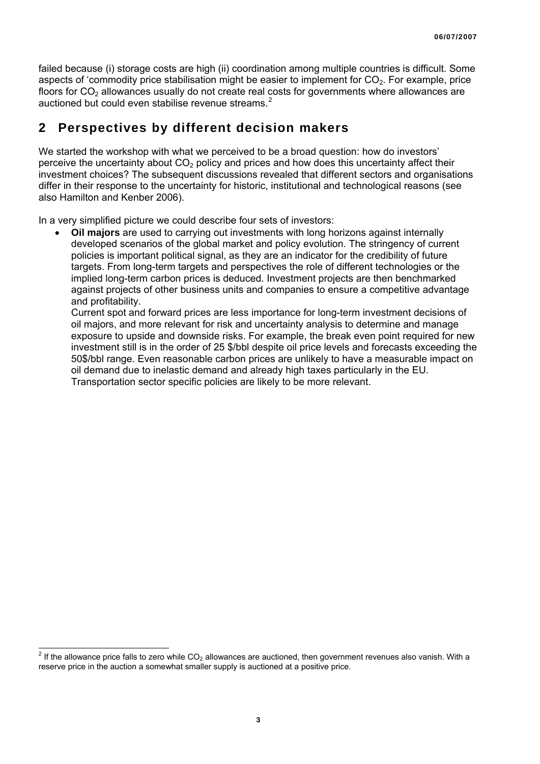failed because (i) storage costs are high (ii) coordination among multiple countries is difficult. Some aspects of 'commodity price stabilisation might be easier to implement for $CO_2$. For example, price floors for $CO_2$ allowances usually do not create real costs for governments where allowances are auctioned but could even stabilise revenue streams.[2]

## 2 Perspectives by different decision makers

We started the workshop with what we perceived to be a broad question: how do investors' perceive the uncertainty about $CO_2$ policy and prices and how does this uncertainty affect their investment choices? The subsequent discussions revealed that different sectors and organisations differ in their response to the uncertainty for historic, institutional and technological reasons (see also Hamilton and Kenber 2006).

In a very simplified picture we could describe four sets of investors:

- **Oil majors** are used to carrying out investments with long horizons against internally developed scenarios of the global market and policy evolution. The stringency of current policies is important political signal, as they are an indicator for the credibility of future targets. From long-term targets and perspectives the role of different technologies or the implied long-term carbon prices is deduced. Investment projects are then benchmarked against projects of other business units and companies to ensure a competitive advantage and profitability.

  Current spot and forward prices are less importance for long-term investment decisions of oil majors, and more relevant for risk and uncertainty analysis to determine and manage exposure to upside and downside risks. For example, the break even point required for new investment still is in the order of 25 \$/bbl despite oil price levels and forecasts exceeding the 50\$/bbl range. Even reasonable carbon prices are unlikely to have a measurable impact on oil demand due to inelastic demand and already high taxes particularly in the EU. Transportation sector specific policies are likely to be more relevant.

---

[2] If the allowance price falls to zero while $CO_2$ allowances are auctioned, then government revenues also vanish. With a reserve price in the auction a somewhat smaller supply is auctioned at a positive price.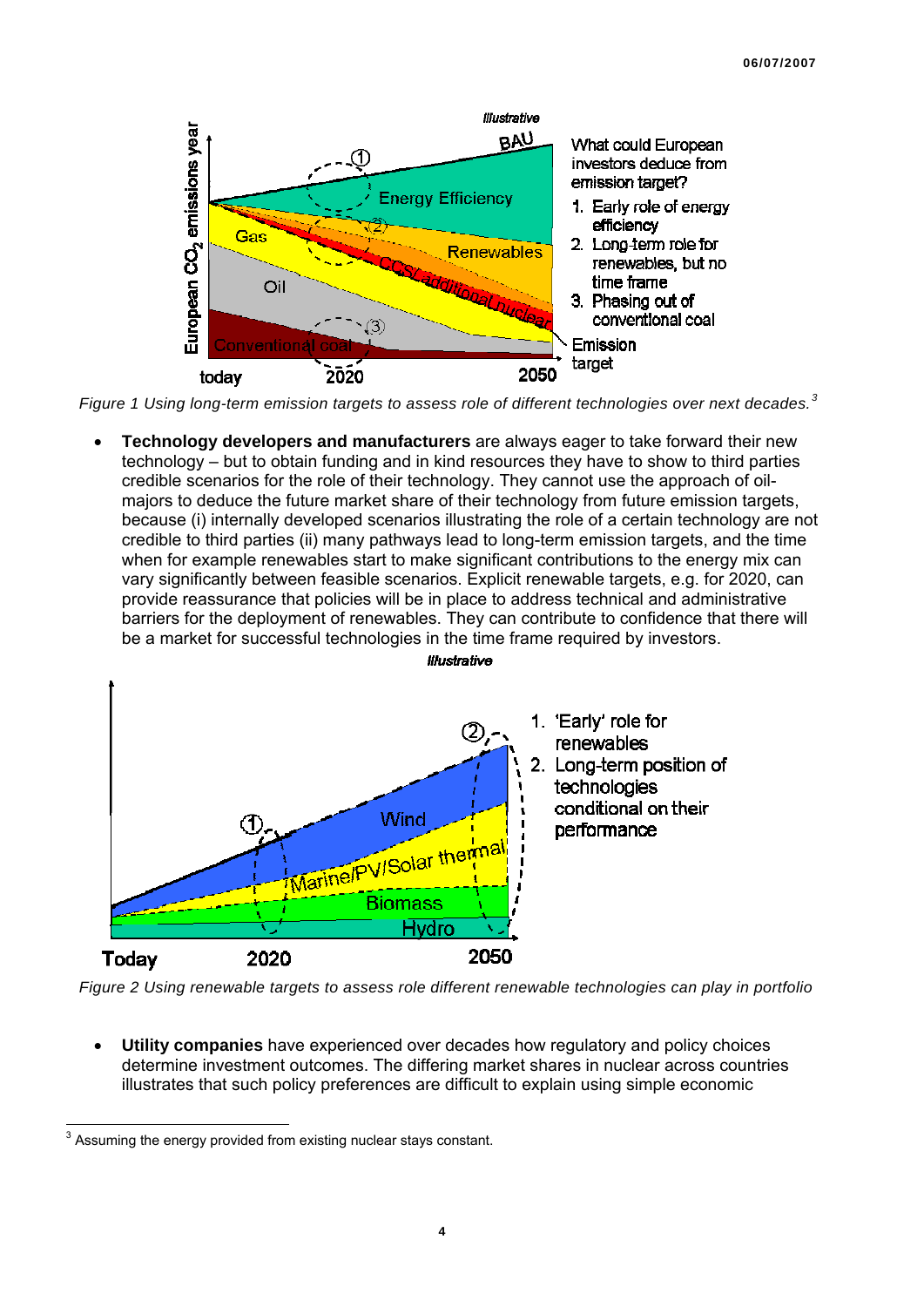*Figure 1 Using long-term emission targets to assess role of different technologies over next decades.*[3]

- **Technology developers and manufacturers** are always eager to take forward their new technology – but to obtain funding and in kind resources they have to show to third parties credible scenarios for the role of their technology. They cannot use the approach of oil-majors to deduce the future market share of their technology from future emission targets, because (i) internally developed scenarios illustrating the role of a certain technology are not credible to third parties (ii) many pathways lead to long-term emission targets, and the time when for example renewables start to make significant contributions to the energy mix can vary significantly between feasible scenarios. Explicit renewable targets, e.g. for 2020, can provide reassurance that policies will be in place to address technical and administrative barriers for the deployment of renewables. They can contribute to confidence that there will be a market for successful technologies in the time frame required by investors.

*Figure 2 Using renewable targets to assess role different renewable technologies can play in portfolio*

- **Utility companies** have experienced over decades how regulatory and policy choices determine investment outcomes. The differing market shares in nuclear across countries illustrates that such policy preferences are difficult to explain using simple economic

[3] Assuming the energy provided from existing nuclear stays constant.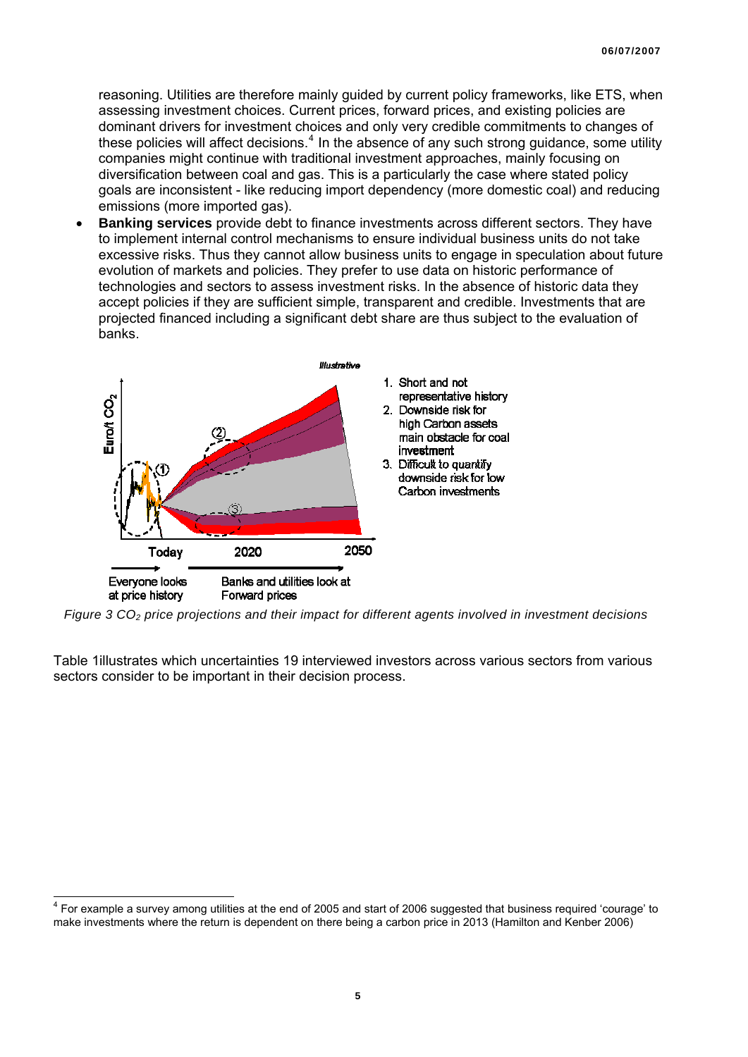reasoning. Utilities are therefore mainly guided by current policy frameworks, like ETS, when assessing investment choices. Current prices, forward prices, and existing policies are dominant drivers for investment choices and only very credible commitments to changes of these policies will affect decisions.[4] In the absence of any such strong guidance, some utility companies might continue with traditional investment approaches, mainly focusing on diversification between coal and gas. This is a particularly the case where stated policy goals are inconsistent - like reducing import dependency (more domestic coal) and reducing emissions (more imported gas).

- **Banking services** provide debt to finance investments across different sectors. They have to implement internal control mechanisms to ensure individual business units do not take excessive risks. Thus they cannot allow business units to engage in speculation about future evolution of markets and policies. They prefer to use data on historic performance of technologies and sectors to assess investment risks. In the absence of historic data they accept policies if they are sufficient simple, transparent and credible. Investments that are projected financed including a significant debt share are thus subject to the evaluation of banks.

*Illustrative*

1. Short and not representative history
2. Downside risk for high Carbon assets main obstacle for coal investment
3. Difficult to quantify downside risk for low Carbon investments

Euro/t $CO_2$ — Today — 2020 — 2050

Everyone looks at price history — Banks and utilities look at Forward prices

*Figure 3 $CO_2$ price projections and their impact for different agents involved in investment decisions*

Table 1illustrates which uncertainties 19 interviewed investors across various sectors from various sectors consider to be important in their decision process.

---

[4] For example a survey among utilities at the end of 2005 and start of 2006 suggested that business required 'courage' to make investments where the return is dependent on there being a carbon price in 2013 (Hamilton and Kenber 2006)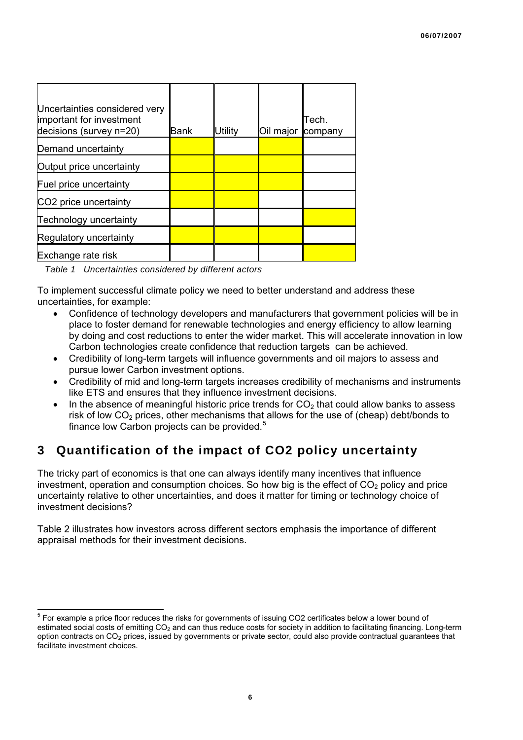| Uncertainties considered very important for investment decisions (survey n=20) | Bank | Utility | Oil major | Tech. company |
|---|---|---|---|---|
| Demand uncertainty | X | | X | |
| Output price uncertainty | X | X | X | |
| Fuel price uncertainty | X | X | X | |
| CO2 price uncertainty | X | X | | |
| Technology uncertainty | | | | X |
| Regulatory uncertainty | X | X | X | |
| Exchange rate risk | | | | X |

*Table 1 Uncertainties considered by different actors*

To implement successful climate policy we need to better understand and address these uncertainties, for example:

- Confidence of technology developers and manufacturers that government policies will be in place to foster demand for renewable technologies and energy efficiency to allow learning by doing and cost reductions to enter the wider market. This will accelerate innovation in low Carbon technologies create confidence that reduction targets can be achieved.
- Credibility of long-term targets will influence governments and oil majors to assess and pursue lower Carbon investment options.
- Credibility of mid and long-term targets increases credibility of mechanisms and instruments like ETS and ensures that they influence investment decisions.
- In the absence of meaningful historic price trends for $CO_2$ that could allow banks to assess risk of low $CO_2$ prices, other mechanisms that allows for the use of (cheap) debt/bonds to finance low Carbon projects can be provided.[5]

## 3 Quantification of the impact of CO2 policy uncertainty

The tricky part of economics is that one can always identify many incentives that influence investment, operation and consumption choices. So how big is the effect of $CO_2$ policy and price uncertainty relative to other uncertainties, and does it matter for timing or technology choice of investment decisions?

Table 2 illustrates how investors across different sectors emphasis the importance of different appraisal methods for their investment decisions.

---

[5] For example a price floor reduces the risks for governments of issuing CO2 certificates below a lower bound of estimated social costs of emitting $CO_2$ and can thus reduce costs for society in addition to facilitating financing. Long-term option contracts on $CO_2$ prices, issued by governments or private sector, could also provide contractual guarantees that facilitate investment choices.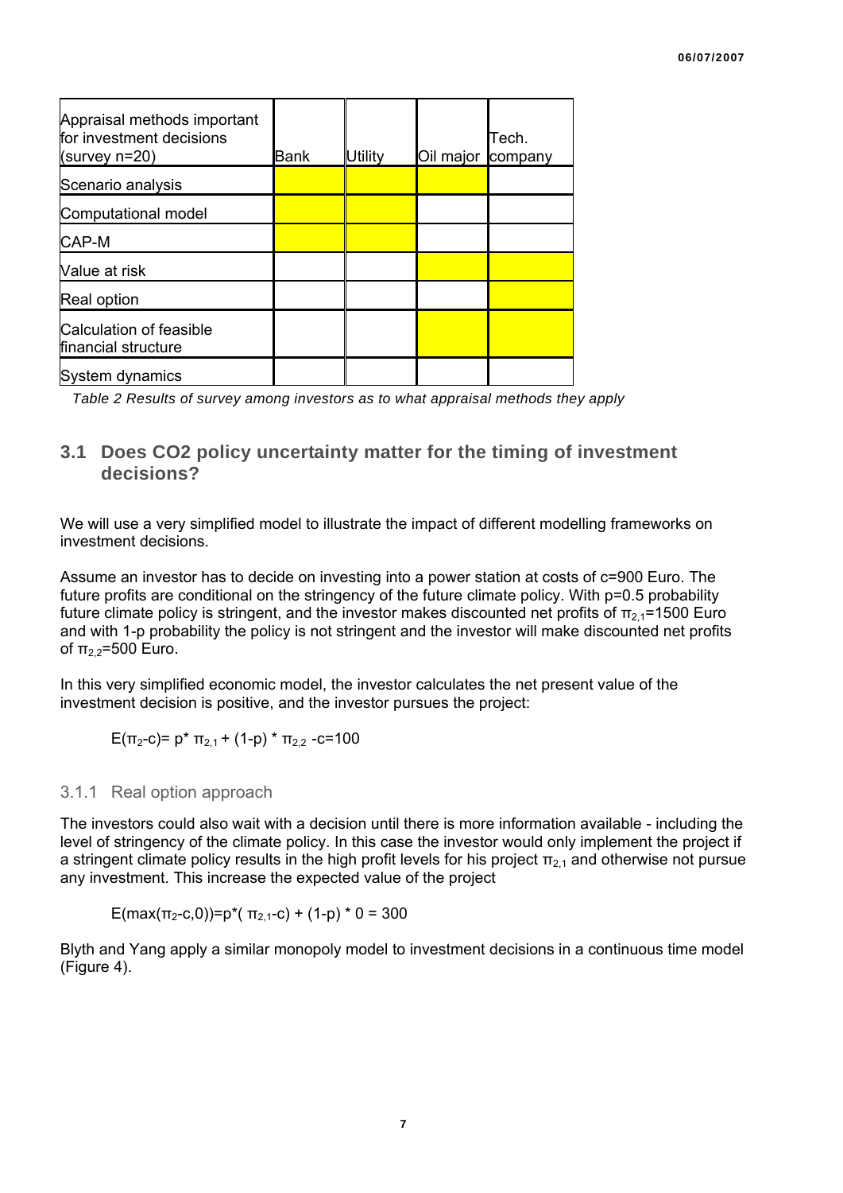| Appraisal methods important for investment decisions (survey n=20) | Bank | Utility | Oil major | Tech. company |
|---|---|---|---|---|
| Scenario analysis | X | X | X | |
| Computational model | X | X | | |
| CAP-M | X | X | | |
| Value at risk | | | X | X |
| Real option | | | | X |
| Calculation of feasible financial structure | | | X | X |
| System dynamics | | | | |

*Table 2 Results of survey among investors as to what appraisal methods they apply*

## 3.1 Does CO2 policy uncertainty matter for the timing of investment decisions?

We will use a very simplified model to illustrate the impact of different modelling frameworks on investment decisions.

Assume an investor has to decide on investing into a power station at costs of c=900 Euro. The future profits are conditional on the stringency of the future climate policy. With p=0.5 probability future climate policy is stringent, and the investor makes discounted net profits of $\pi_{2,1}$=1500 Euro and with 1-p probability the policy is not stringent and the investor will make discounted net profits of $\pi_{2,2}$=500 Euro.

In this very simplified economic model, the investor calculates the net present value of the investment decision is positive, and the investor pursues the project:

$$E(\pi_2\text{-}c) = p^* \pi_{2,1} + (1\text{-}p) * \pi_{2,2} \text{ -}c\text{=}100$$

### 3.1.1 Real option approach

The investors could also wait with a decision until there is more information available - including the level of stringency of the climate policy. In this case the investor would only implement the project if a stringent climate policy results in the high profit levels for his project $\pi_{2,1}$ and otherwise not pursue any investment. This increase the expected value of the project

$$E(\max(\pi_2\text{-}c,0)) = p^*(\pi_{2,1}\text{-}c) + (1\text{-}p) * 0 = 300$$

Blyth and Yang apply a similar monopoly model to investment decisions in a continuous time model (Figure 4).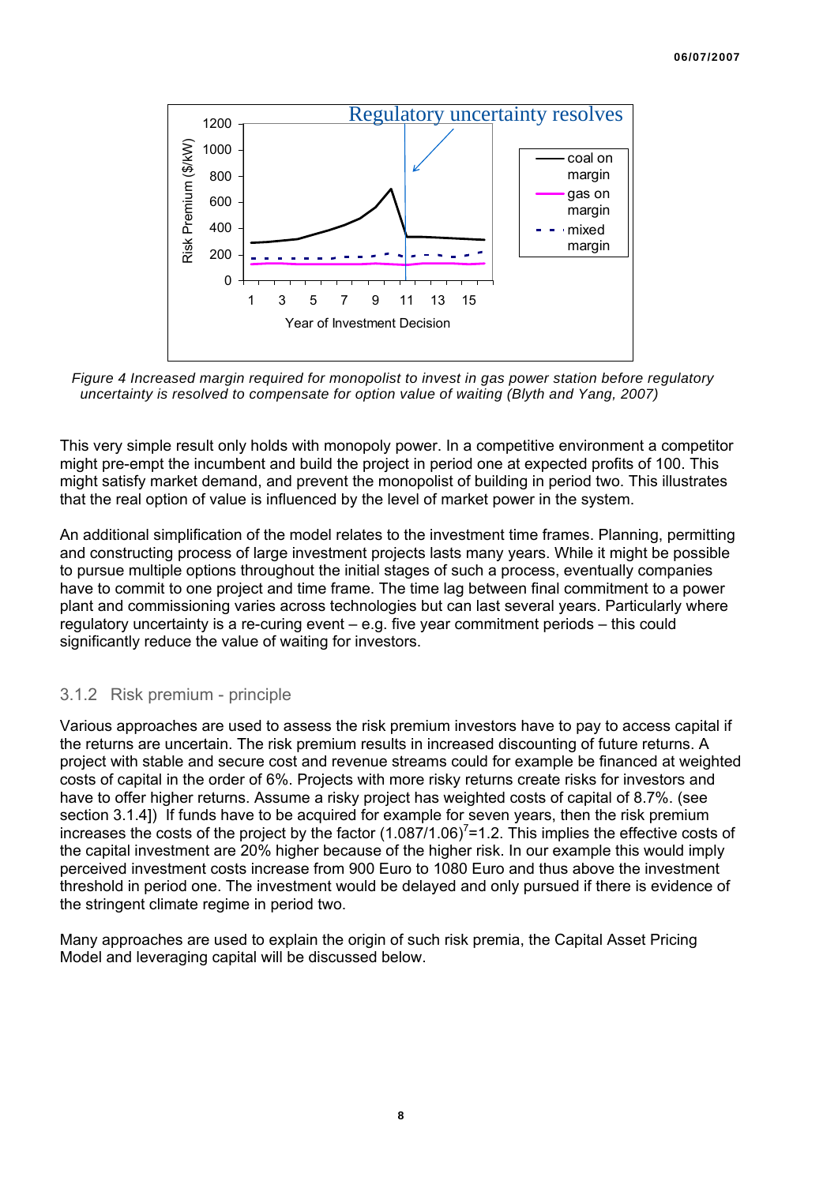*Figure 4 Increased margin required for monopolist to invest in gas power station before regulatory uncertainty is resolved to compensate for option value of waiting (Blyth and Yang, 2007)*

This very simple result only holds with monopoly power. In a competitive environment a competitor might pre-empt the incumbent and build the project in period one at expected profits of 100. This might satisfy market demand, and prevent the monopolist of building in period two. This illustrates that the real option of value is influenced by the level of market power in the system.

An additional simplification of the model relates to the investment time frames. Planning, permitting and constructing process of large investment projects lasts many years. While it might be possible to pursue multiple options throughout the initial stages of such a process, eventually companies have to commit to one project and time frame. The time lag between final commitment to a power plant and commissioning varies across technologies but can last several years. Particularly where regulatory uncertainty is a re-curing event – e.g. five year commitment periods – this could significantly reduce the value of waiting for investors.

### 3.1.2 Risk premium - principle

Various approaches are used to assess the risk premium investors have to pay to access capital if the returns are uncertain. The risk premium results in increased discounting of future returns. A project with stable and secure cost and revenue streams could for example be financed at weighted costs of capital in the order of 6%. Projects with more risky returns create risks for investors and have to offer higher returns. Assume a risky project has weighted costs of capital of 8.7%. (see section 3.1.4]) If funds have to be acquired for example for seven years, then the risk premium increases the costs of the project by the factor $(1.087/1.06)^7=1.2$. This implies the effective costs of the capital investment are 20% higher because of the higher risk. In our example this would imply perceived investment costs increase from 900 Euro to 1080 Euro and thus above the investment threshold in period one. The investment would be delayed and only pursued if there is evidence of the stringent climate regime in period two.

Many approaches are used to explain the origin of such risk premia, the Capital Asset Pricing Model and leveraging capital will be discussed below.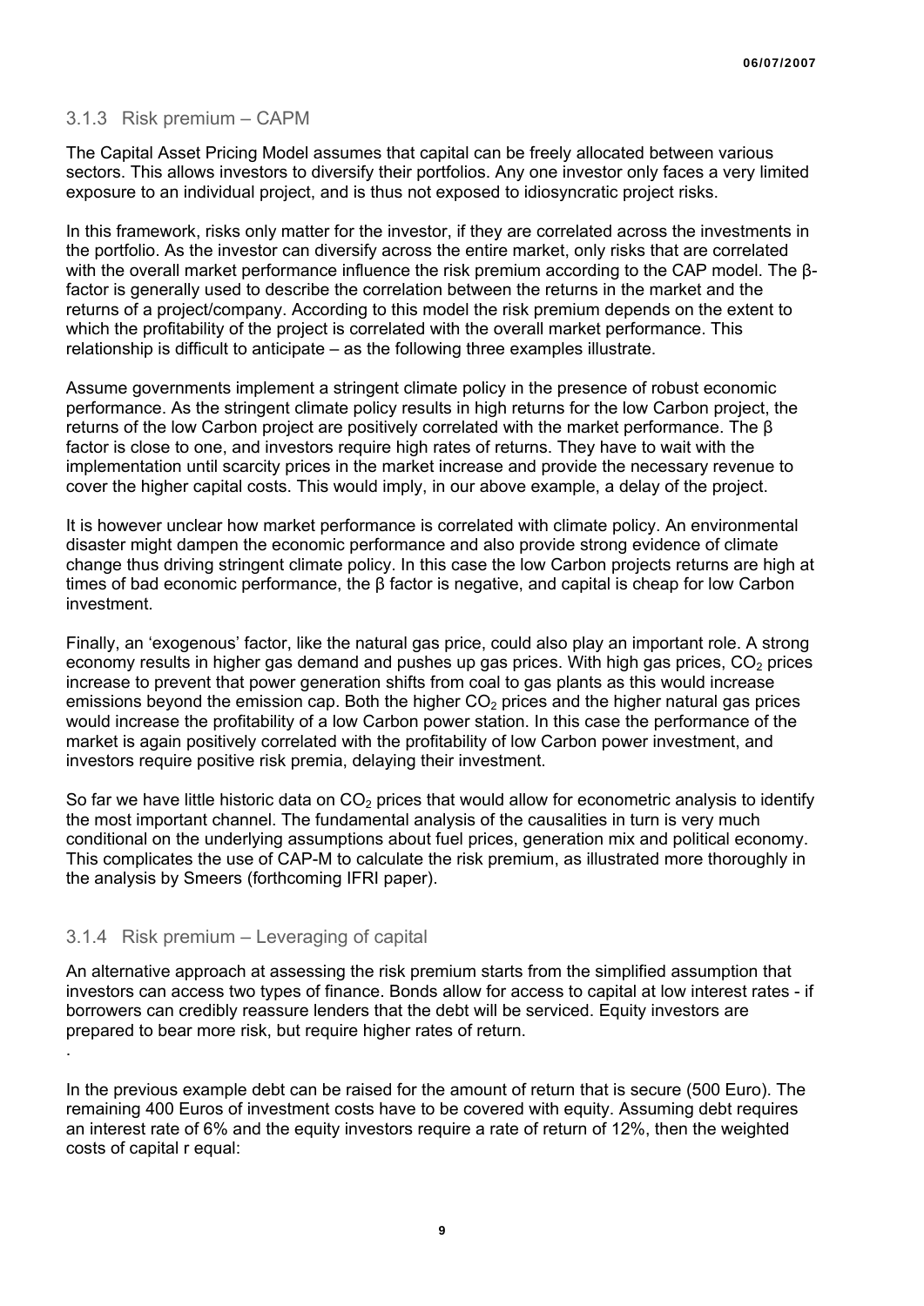### 3.1.3 Risk premium – CAPM

The Capital Asset Pricing Model assumes that capital can be freely allocated between various sectors. This allows investors to diversify their portfolios. Any one investor only faces a very limited exposure to an individual project, and is thus not exposed to idiosyncratic project risks.

In this framework, risks only matter for the investor, if they are correlated across the investments in the portfolio. As the investor can diversify across the entire market, only risks that are correlated with the overall market performance influence the risk premium according to the CAP model. The β-factor is generally used to describe the correlation between the returns in the market and the returns of a project/company. According to this model the risk premium depends on the extent to which the profitability of the project is correlated with the overall market performance. This relationship is difficult to anticipate – as the following three examples illustrate.

Assume governments implement a stringent climate policy in the presence of robust economic performance. As the stringent climate policy results in high returns for the low Carbon project, the returns of the low Carbon project are positively correlated with the market performance. The β factor is close to one, and investors require high rates of returns. They have to wait with the implementation until scarcity prices in the market increase and provide the necessary revenue to cover the higher capital costs. This would imply, in our above example, a delay of the project.

It is however unclear how market performance is correlated with climate policy. An environmental disaster might dampen the economic performance and also provide strong evidence of climate change thus driving stringent climate policy. In this case the low Carbon projects returns are high at times of bad economic performance, the β factor is negative, and capital is cheap for low Carbon investment.

Finally, an 'exogenous' factor, like the natural gas price, could also play an important role. A strong economy results in higher gas demand and pushes up gas prices. With high gas prices, $CO_2$ prices increase to prevent that power generation shifts from coal to gas plants as this would increase emissions beyond the emission cap. Both the higher $CO_2$ prices and the higher natural gas prices would increase the profitability of a low Carbon power station. In this case the performance of the market is again positively correlated with the profitability of low Carbon power investment, and investors require positive risk premia, delaying their investment.

So far we have little historic data on $CO_2$ prices that would allow for econometric analysis to identify the most important channel. The fundamental analysis of the causalities in turn is very much conditional on the underlying assumptions about fuel prices, generation mix and political economy. This complicates the use of CAP-M to calculate the risk premium, as illustrated more thoroughly in the analysis by Smeers (forthcoming IFRI paper).

### 3.1.4 Risk premium – Leveraging of capital

An alternative approach at assessing the risk premium starts from the simplified assumption that investors can access two types of finance. Bonds allow for access to capital at low interest rates - if borrowers can credibly reassure lenders that the debt will be serviced. Equity investors are prepared to bear more risk, but require higher rates of return.

.

In the previous example debt can be raised for the amount of return that is secure (500 Euro). The remaining 400 Euros of investment costs have to be covered with equity. Assuming debt requires an interest rate of 6% and the equity investors require a rate of return of 12%, then the weighted costs of capital r equal: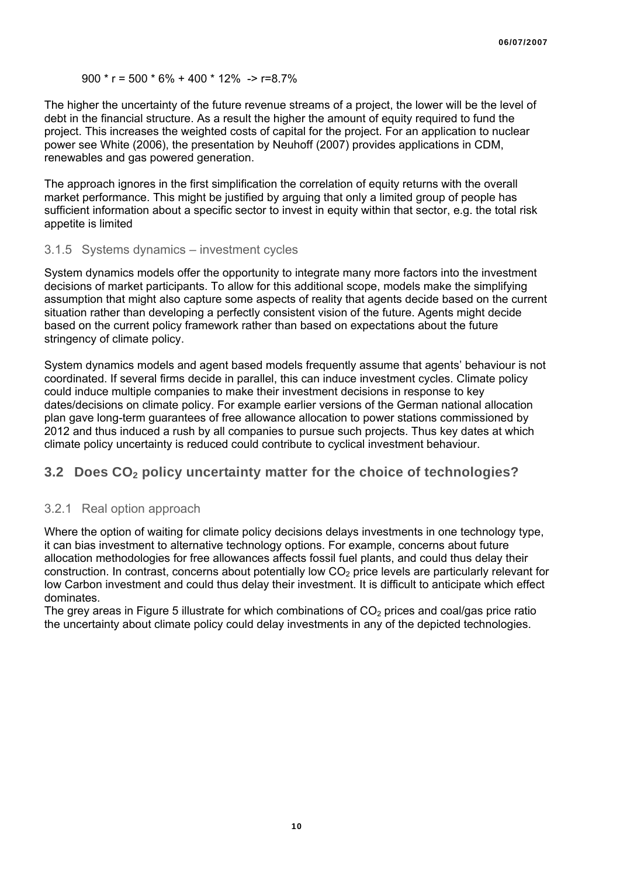$$900 * r = 500 * 6\% + 400 * 12\% \rightarrow r=8.7\%$$

The higher the uncertainty of the future revenue streams of a project, the lower will be the level of debt in the financial structure. As a result the higher the amount of equity required to fund the project. This increases the weighted costs of capital for the project. For an application to nuclear power see White (2006), the presentation by Neuhoff (2007) provides applications in CDM, renewables and gas powered generation.

The approach ignores in the first simplification the correlation of equity returns with the overall market performance. This might be justified by arguing that only a limited group of people has sufficient information about a specific sector to invest in equity within that sector, e.g. the total risk appetite is limited

### 3.1.5 Systems dynamics – investment cycles

System dynamics models offer the opportunity to integrate many more factors into the investment decisions of market participants. To allow for this additional scope, models make the simplifying assumption that might also capture some aspects of reality that agents decide based on the current situation rather than developing a perfectly consistent vision of the future. Agents might decide based on the current policy framework rather than based on expectations about the future stringency of climate policy.

System dynamics models and agent based models frequently assume that agents' behaviour is not coordinated. If several firms decide in parallel, this can induce investment cycles. Climate policy could induce multiple companies to make their investment decisions in response to key dates/decisions on climate policy. For example earlier versions of the German national allocation plan gave long-term guarantees of free allowance allocation to power stations commissioned by 2012 and thus induced a rush by all companies to pursue such projects. Thus key dates at which climate policy uncertainty is reduced could contribute to cyclical investment behaviour.

## 3.2 Does $CO_2$ policy uncertainty matter for the choice of technologies?

### 3.2.1 Real option approach

Where the option of waiting for climate policy decisions delays investments in one technology type, it can bias investment to alternative technology options. For example, concerns about future allocation methodologies for free allowances affects fossil fuel plants, and could thus delay their construction. In contrast, concerns about potentially low $CO_2$ price levels are particularly relevant for low Carbon investment and could thus delay their investment. It is difficult to anticipate which effect dominates.

The grey areas in Figure 5 illustrate for which combinations of $CO_2$ prices and coal/gas price ratio the uncertainty about climate policy could delay investments in any of the depicted technologies.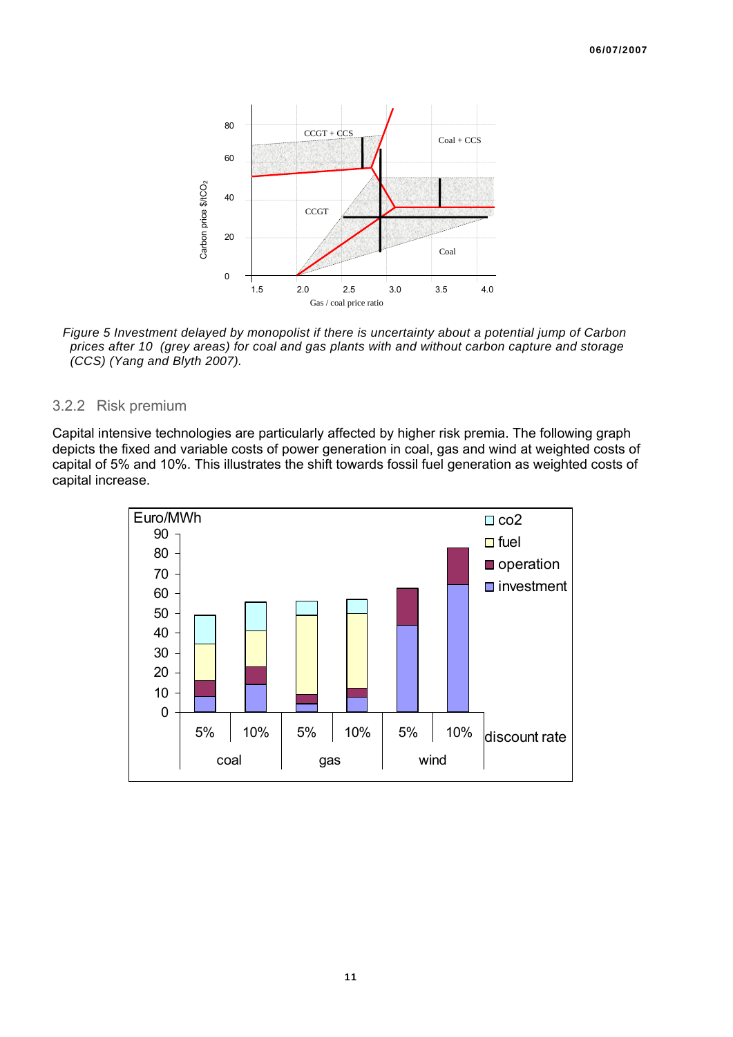*Figure 5 Investment delayed by monopolist if there is uncertainty about a potential jump of Carbon prices after 10 (grey areas) for coal and gas plants with and without carbon capture and storage (CCS) (Yang and Blyth 2007).*

### 3.2.2 Risk premium

Capital intensive technologies are particularly affected by higher risk premia. The following graph depicts the fixed and variable costs of power generation in coal, gas and wind at weighted costs of capital of 5% and 10%. This illustrates the shift towards fossil fuel generation as weighted costs of capital increase.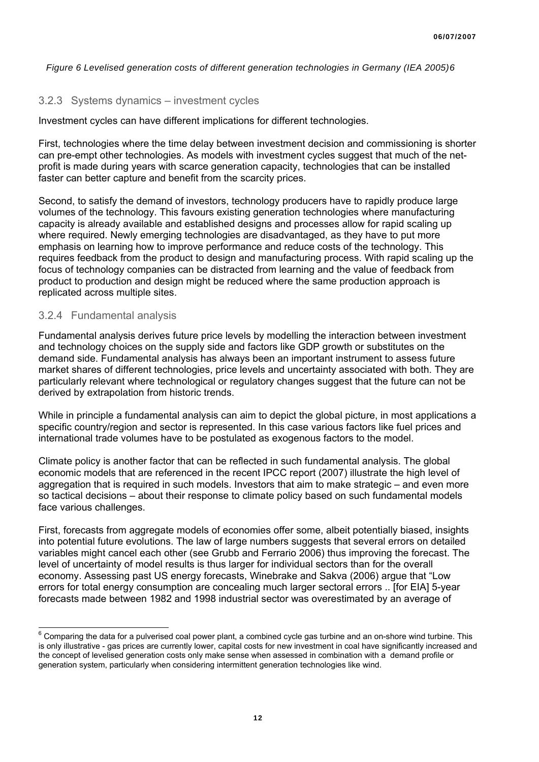*Figure 6 Levelised generation costs of different generation technologies in Germany (IEA 2005)6*

### 3.2.3 Systems dynamics – investment cycles

Investment cycles can have different implications for different technologies.

First, technologies where the time delay between investment decision and commissioning is shorter can pre-empt other technologies. As models with investment cycles suggest that much of the net-profit is made during years with scarce generation capacity, technologies that can be installed faster can better capture and benefit from the scarcity prices.

Second, to satisfy the demand of investors, technology producers have to rapidly produce large volumes of the technology. This favours existing generation technologies where manufacturing capacity is already available and established designs and processes allow for rapid scaling up where required. Newly emerging technologies are disadvantaged, as they have to put more emphasis on learning how to improve performance and reduce costs of the technology. This requires feedback from the product to design and manufacturing process. With rapid scaling up the focus of technology companies can be distracted from learning and the value of feedback from product to production and design might be reduced where the same production approach is replicated across multiple sites.

### 3.2.4 Fundamental analysis

Fundamental analysis derives future price levels by modelling the interaction between investment and technology choices on the supply side and factors like GDP growth or substitutes on the demand side. Fundamental analysis has always been an important instrument to assess future market shares of different technologies, price levels and uncertainty associated with both. They are particularly relevant where technological or regulatory changes suggest that the future can not be derived by extrapolation from historic trends.

While in principle a fundamental analysis can aim to depict the global picture, in most applications a specific country/region and sector is represented. In this case various factors like fuel prices and international trade volumes have to be postulated as exogenous factors to the model.

Climate policy is another factor that can be reflected in such fundamental analysis. The global economic models that are referenced in the recent IPCC report (2007) illustrate the high level of aggregation that is required in such models. Investors that aim to make strategic – and even more so tactical decisions – about their response to climate policy based on such fundamental models face various challenges.

First, forecasts from aggregate models of economies offer some, albeit potentially biased, insights into potential future evolutions. The law of large numbers suggests that several errors on detailed variables might cancel each other (see Grubb and Ferrario 2006) thus improving the forecast. The level of uncertainty of model results is thus larger for individual sectors than for the overall economy. Assessing past US energy forecasts, Winebrake and Sakva (2006) argue that "Low errors for total energy consumption are concealing much larger sectoral errors .. [for EIA] 5-year forecasts made between 1982 and 1998 industrial sector was overestimated by an average of

---

[6] Comparing the data for a pulverised coal power plant, a combined cycle gas turbine and an on-shore wind turbine. This is only illustrative - gas prices are currently lower, capital costs for new investment in coal have significantly increased and the concept of levelised generation costs only make sense when assessed in combination with a demand profile or generation system, particularly when considering intermittent generation technologies like wind.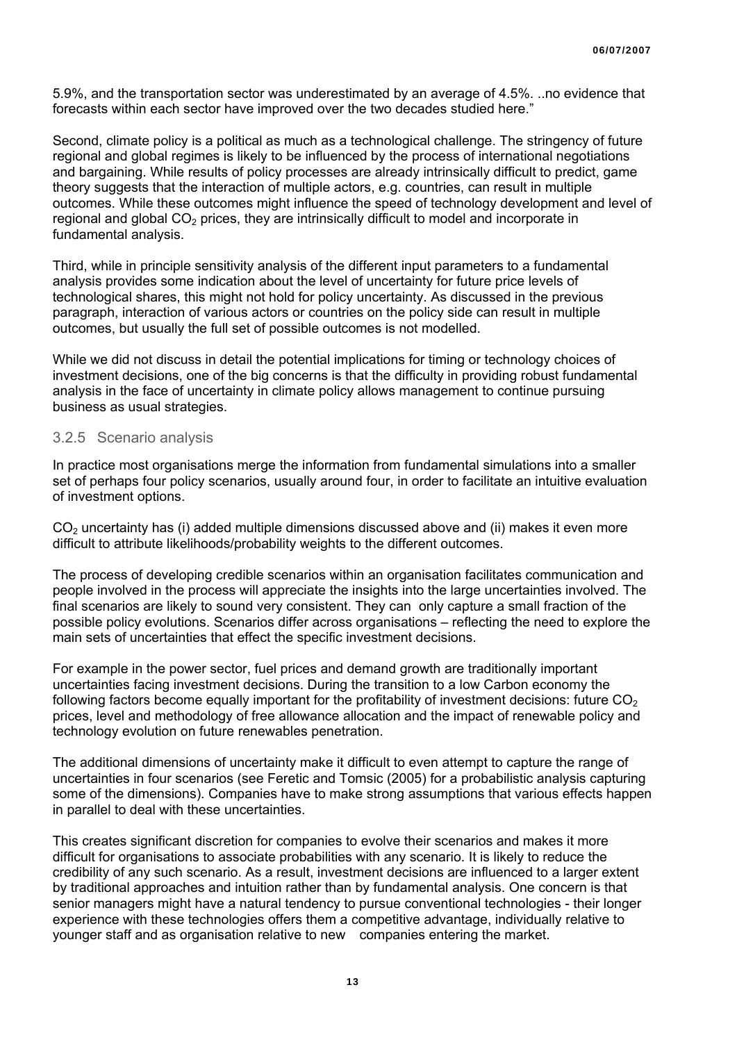5.9%, and the transportation sector was underestimated by an average of 4.5%. ..no evidence that forecasts within each sector have improved over the two decades studied here."

Second, climate policy is a political as much as a technological challenge. The stringency of future regional and global regimes is likely to be influenced by the process of international negotiations and bargaining. While results of policy processes are already intrinsically difficult to predict, game theory suggests that the interaction of multiple actors, e.g. countries, can result in multiple outcomes. While these outcomes might influence the speed of technology development and level of regional and global $CO_2$ prices, they are intrinsically difficult to model and incorporate in fundamental analysis.

Third, while in principle sensitivity analysis of the different input parameters to a fundamental analysis provides some indication about the level of uncertainty for future price levels of technological shares, this might not hold for policy uncertainty. As discussed in the previous paragraph, interaction of various actors or countries on the policy side can result in multiple outcomes, but usually the full set of possible outcomes is not modelled.

While we did not discuss in detail the potential implications for timing or technology choices of investment decisions, one of the big concerns is that the difficulty in providing robust fundamental analysis in the face of uncertainty in climate policy allows management to continue pursuing business as usual strategies.

### 3.2.5 Scenario analysis

In practice most organisations merge the information from fundamental simulations into a smaller set of perhaps four policy scenarios, usually around four, in order to facilitate an intuitive evaluation of investment options.

$CO_2$ uncertainty has (i) added multiple dimensions discussed above and (ii) makes it even more difficult to attribute likelihoods/probability weights to the different outcomes.

The process of developing credible scenarios within an organisation facilitates communication and people involved in the process will appreciate the insights into the large uncertainties involved. The final scenarios are likely to sound very consistent. They can only capture a small fraction of the possible policy evolutions. Scenarios differ across organisations – reflecting the need to explore the main sets of uncertainties that effect the specific investment decisions.

For example in the power sector, fuel prices and demand growth are traditionally important uncertainties facing investment decisions. During the transition to a low Carbon economy the following factors become equally important for the profitability of investment decisions: future $CO_2$ prices, level and methodology of free allowance allocation and the impact of renewable policy and technology evolution on future renewables penetration.

The additional dimensions of uncertainty make it difficult to even attempt to capture the range of uncertainties in four scenarios (see Feretic and Tomsic (2005) for a probabilistic analysis capturing some of the dimensions). Companies have to make strong assumptions that various effects happen in parallel to deal with these uncertainties.

This creates significant discretion for companies to evolve their scenarios and makes it more difficult for organisations to associate probabilities with any scenario. It is likely to reduce the credibility of any such scenario. As a result, investment decisions are influenced to a larger extent by traditional approaches and intuition rather than by fundamental analysis. One concern is that senior managers might have a natural tendency to pursue conventional technologies - their longer experience with these technologies offers them a competitive advantage, individually relative to younger staff and as organisation relative to new companies entering the market.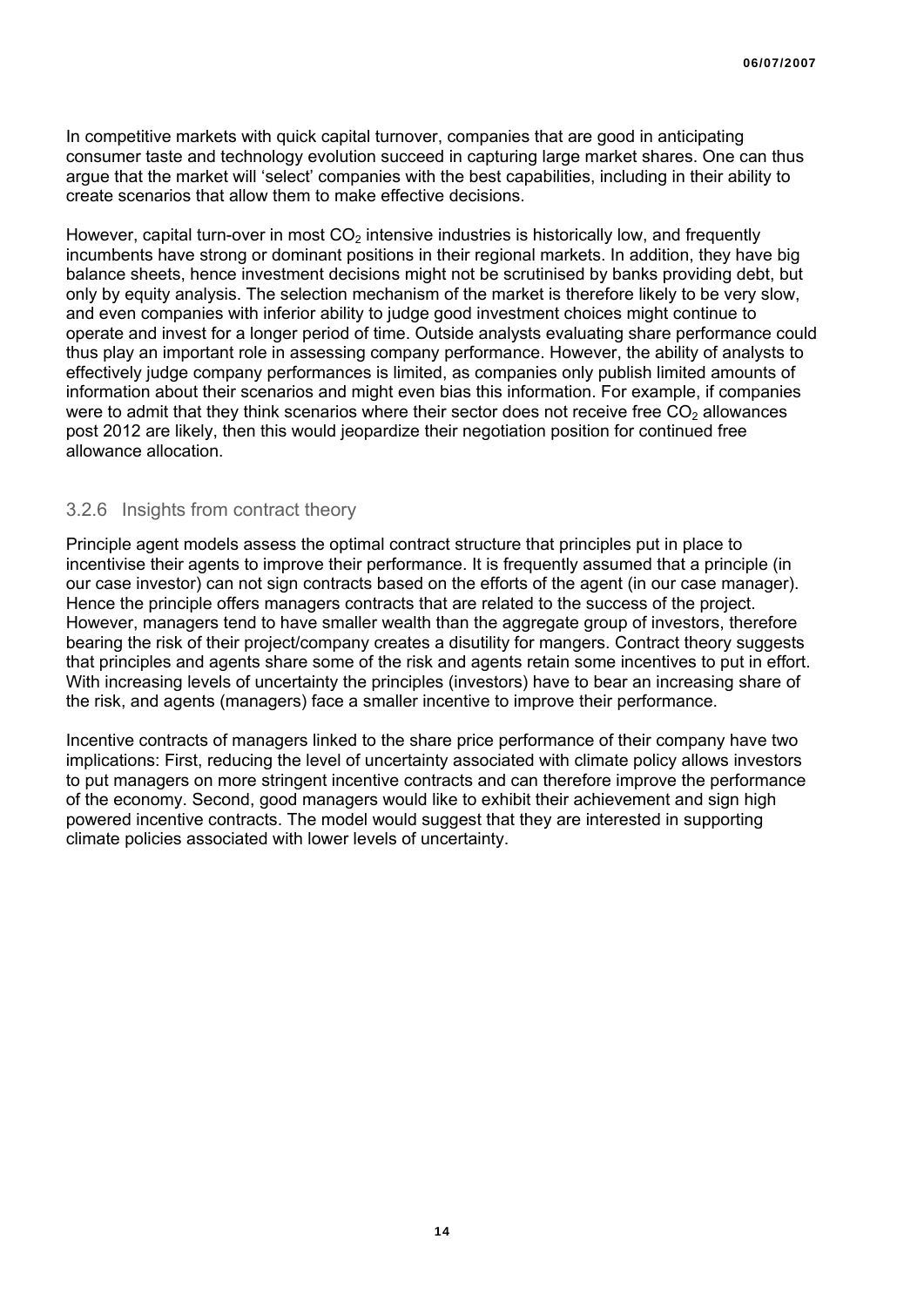In competitive markets with quick capital turnover, companies that are good in anticipating consumer taste and technology evolution succeed in capturing large market shares. One can thus argue that the market will 'select' companies with the best capabilities, including in their ability to create scenarios that allow them to make effective decisions.

However, capital turn-over in most $CO_2$ intensive industries is historically low, and frequently incumbents have strong or dominant positions in their regional markets. In addition, they have big balance sheets, hence investment decisions might not be scrutinised by banks providing debt, but only by equity analysis. The selection mechanism of the market is therefore likely to be very slow, and even companies with inferior ability to judge good investment choices might continue to operate and invest for a longer period of time. Outside analysts evaluating share performance could thus play an important role in assessing company performance. However, the ability of analysts to effectively judge company performances is limited, as companies only publish limited amounts of information about their scenarios and might even bias this information. For example, if companies were to admit that they think scenarios where their sector does not receive free $CO_2$ allowances post 2012 are likely, then this would jeopardize their negotiation position for continued free allowance allocation.

### 3.2.6 Insights from contract theory

Principle agent models assess the optimal contract structure that principles put in place to incentivise their agents to improve their performance. It is frequently assumed that a principle (in our case investor) can not sign contracts based on the efforts of the agent (in our case manager). Hence the principle offers managers contracts that are related to the success of the project. However, managers tend to have smaller wealth than the aggregate group of investors, therefore bearing the risk of their project/company creates a disutility for mangers. Contract theory suggests that principles and agents share some of the risk and agents retain some incentives to put in effort. With increasing levels of uncertainty the principles (investors) have to bear an increasing share of the risk, and agents (managers) face a smaller incentive to improve their performance.

Incentive contracts of managers linked to the share price performance of their company have two implications: First, reducing the level of uncertainty associated with climate policy allows investors to put managers on more stringent incentive contracts and can therefore improve the performance of the economy. Second, good managers would like to exhibit their achievement and sign high powered incentive contracts. The model would suggest that they are interested in supporting climate policies associated with lower levels of uncertainty.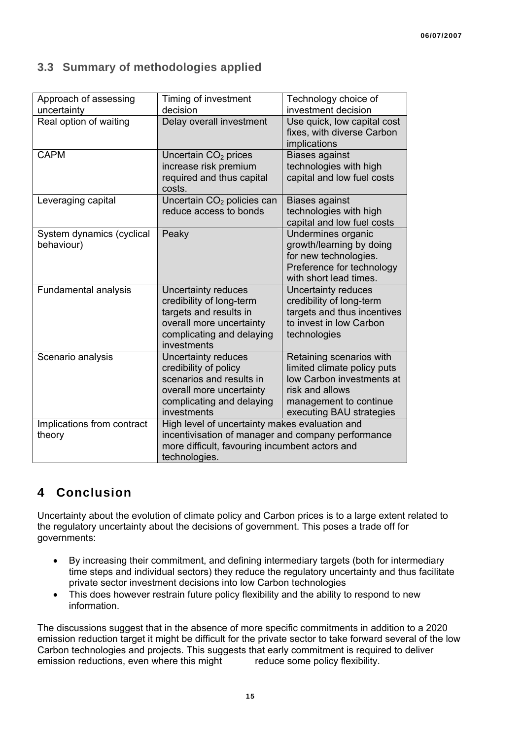## 3.3 Summary of methodologies applied

| Approach of assessing uncertainty | Timing of investment decision | Technology choice of investment decision |
|---|---|---|
| Real option of waiting | Delay overall investment | Use quick, low capital cost fixes, with diverse Carbon implications |
| CAPM | Uncertain $CO_2$ prices increase risk premium required and thus capital costs. | Biases against technologies with high capital and low fuel costs |
| Leveraging capital | Uncertain $CO_2$ policies can reduce access to bonds | Biases against technologies with high capital and low fuel costs |
| System dynamics (cyclical behaviour) | Peaky | Undermines organic growth/learning by doing for new technologies. Preference for technology with short lead times. |
| Fundamental analysis | Uncertainty reduces credibility of long-term targets and results in overall more uncertainty complicating and delaying investments | Uncertainty reduces credibility of long-term targets and thus incentives to invest in low Carbon technologies |
| Scenario analysis | Uncertainty reduces credibility of policy scenarios and results in overall more uncertainty complicating and delaying investments | Retaining scenarios with limited climate policy puts low Carbon investments at risk and allows management to continue executing BAU strategies |
| Implications from contract theory | High level of uncertainty makes evaluation and incentivisation of manager and company performance more difficult, favouring incumbent actors and technologies. | |

# 4 Conclusion

Uncertainty about the evolution of climate policy and Carbon prices is to a large extent related to the regulatory uncertainty about the decisions of government. This poses a trade off for governments:

- By increasing their commitment, and defining intermediary targets (both for intermediary time steps and individual sectors) they reduce the regulatory uncertainty and thus facilitate private sector investment decisions into low Carbon technologies
- This does however restrain future policy flexibility and the ability to respond to new information.

The discussions suggest that in the absence of more specific commitments in addition to a 2020 emission reduction target it might be difficult for the private sector to take forward several of the low Carbon technologies and projects. This suggests that early commitment is required to deliver emission reductions, even where this might reduce some policy flexibility.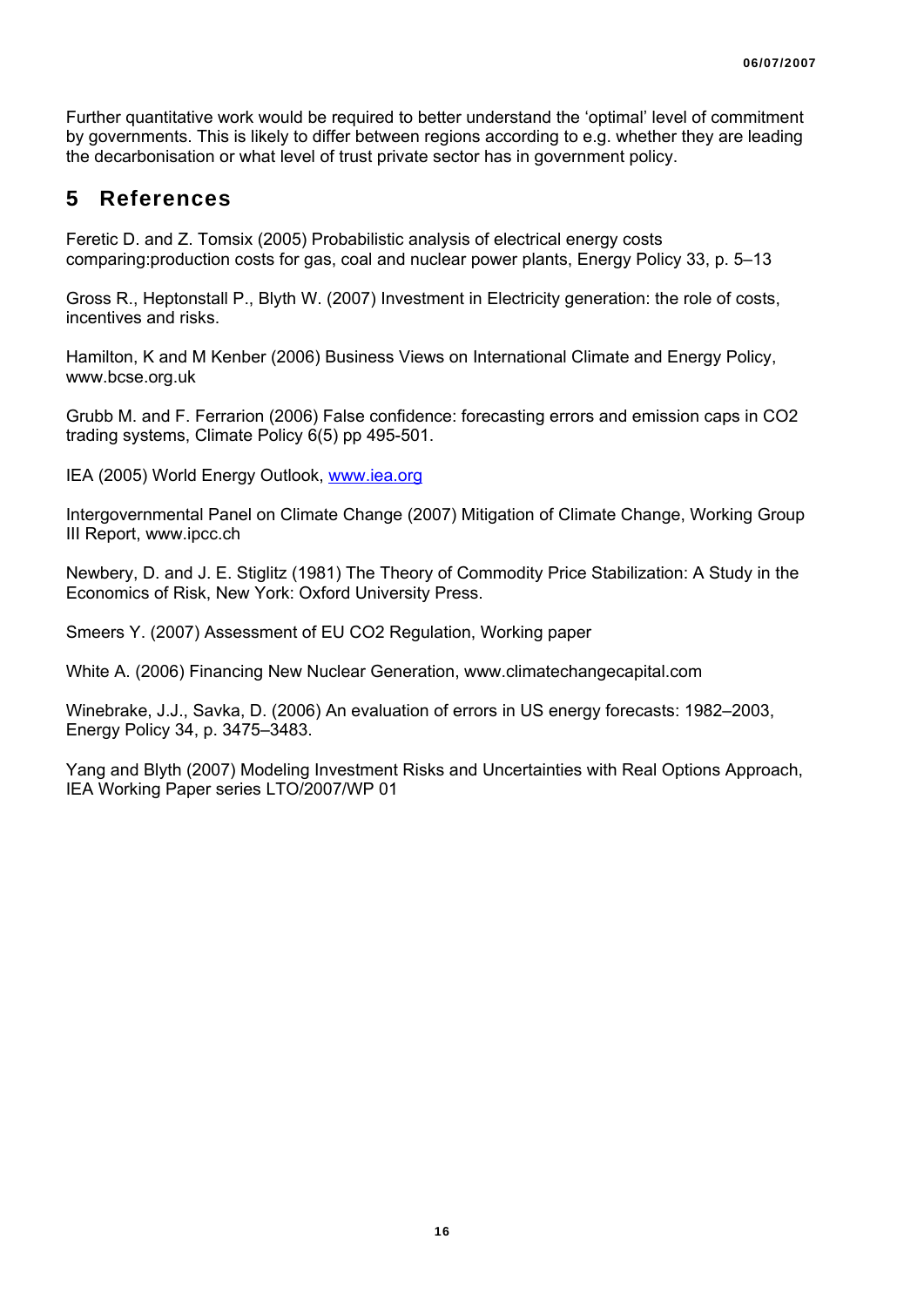Further quantitative work would be required to better understand the 'optimal' level of commitment by governments. This is likely to differ between regions according to e.g. whether they are leading the decarbonisation or what level of trust private sector has in government policy.

# 5 References

Feretic D. and Z. Tomsix (2005) Probabilistic analysis of electrical energy costs comparing:production costs for gas, coal and nuclear power plants, Energy Policy 33, p. 5–13

Gross R., Heptonstall P., Blyth W. (2007) Investment in Electricity generation: the role of costs, incentives and risks.

Hamilton, K and M Kenber (2006) Business Views on International Climate and Energy Policy, www.bcse.org.uk

Grubb M. and F. Ferrarion (2006) False confidence: forecasting errors and emission caps in CO2 trading systems, Climate Policy 6(5) pp 495-501.

IEA (2005) World Energy Outlook, www.iea.org

Intergovernmental Panel on Climate Change (2007) Mitigation of Climate Change, Working Group III Report, www.ipcc.ch

Newbery, D. and J. E. Stiglitz (1981) The Theory of Commodity Price Stabilization: A Study in the Economics of Risk, New York: Oxford University Press.

Smeers Y. (2007) Assessment of EU CO2 Regulation, Working paper

White A. (2006) Financing New Nuclear Generation, www.climatechangecapital.com

Winebrake, J.J., Savka, D. (2006) An evaluation of errors in US energy forecasts: 1982–2003, Energy Policy 34, p. 3475–3483.

Yang and Blyth (2007) Modeling Investment Risks and Uncertainties with Real Options Approach, IEA Working Paper series LTO/2007/WP 01